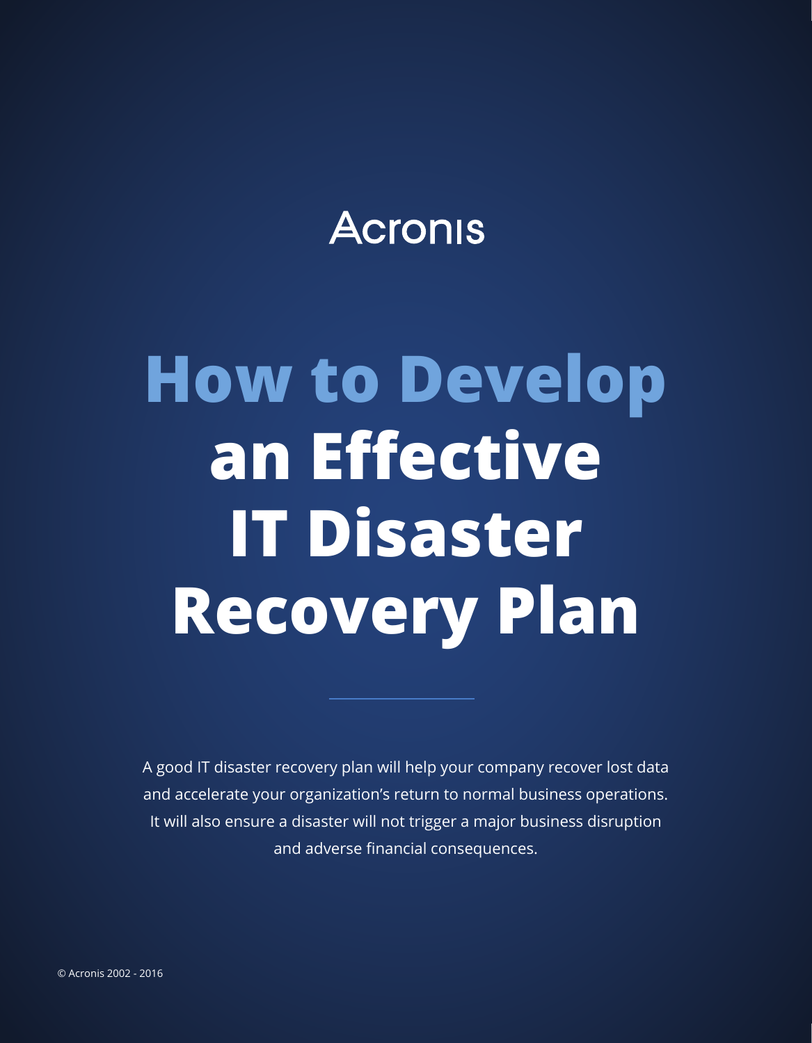Acronis

# How to Develop an Effective IT Disaster Recovery Plan

A good IT disaster recovery plan will help your company recover lost data and accelerate your organization's return to normal business operations. It will also ensure a disaster will not trigger a major business disruption and adverse financial consequences.

© Acronis 2002 - 2016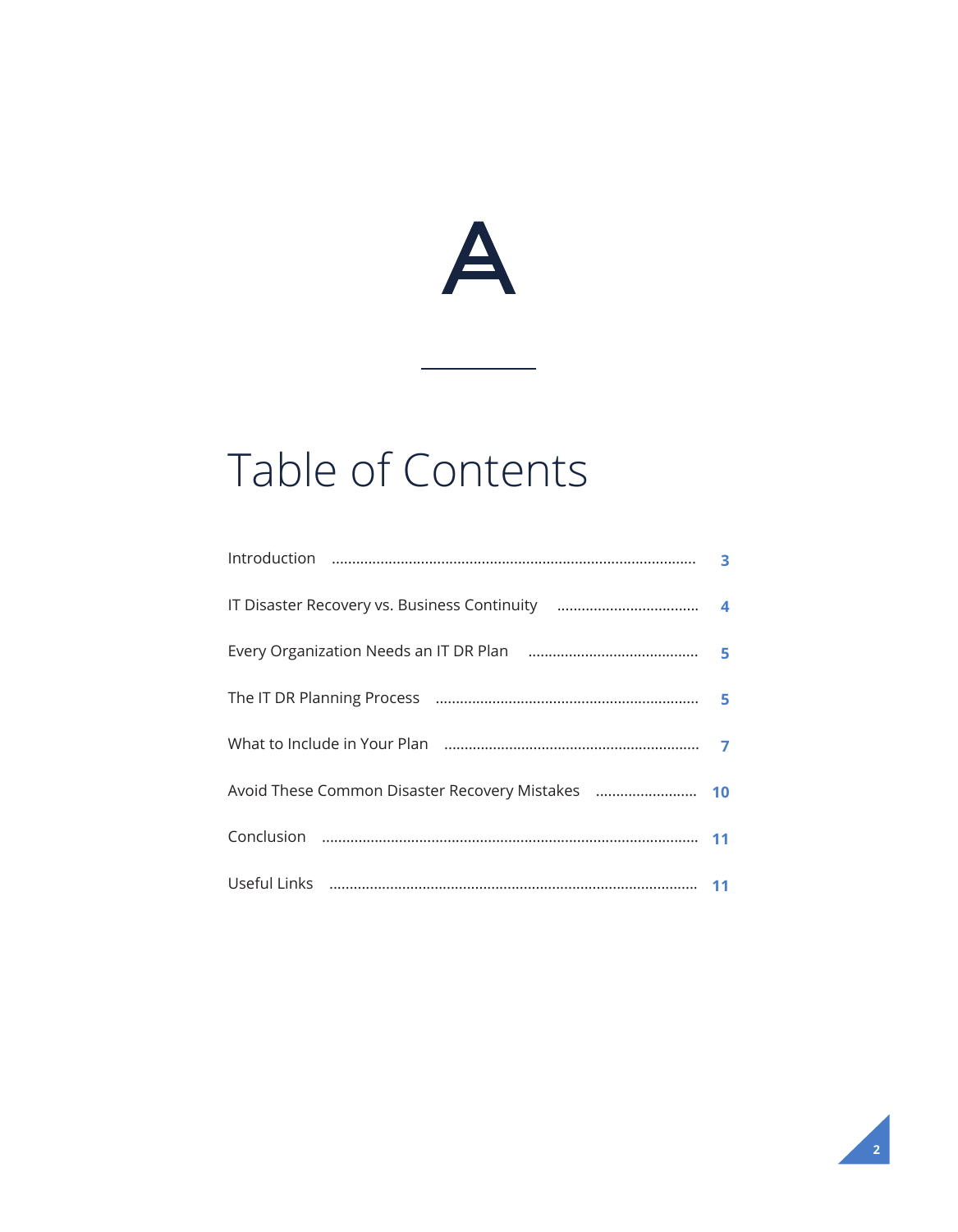# Table of Contents

| Section | Page |
| --- | --- |
| Introduction | 3 |
| IT Disaster Recovery vs. Business Continuity | 4 |
| Every Organization Needs an IT DR Plan | 5 |
| The IT DR Planning Process | 5 |
| What to Include in Your Plan | 7 |
| Avoid These Common Disaster Recovery Mistakes | 10 |
| Conclusion | 11 |
| Useful Links | 11 |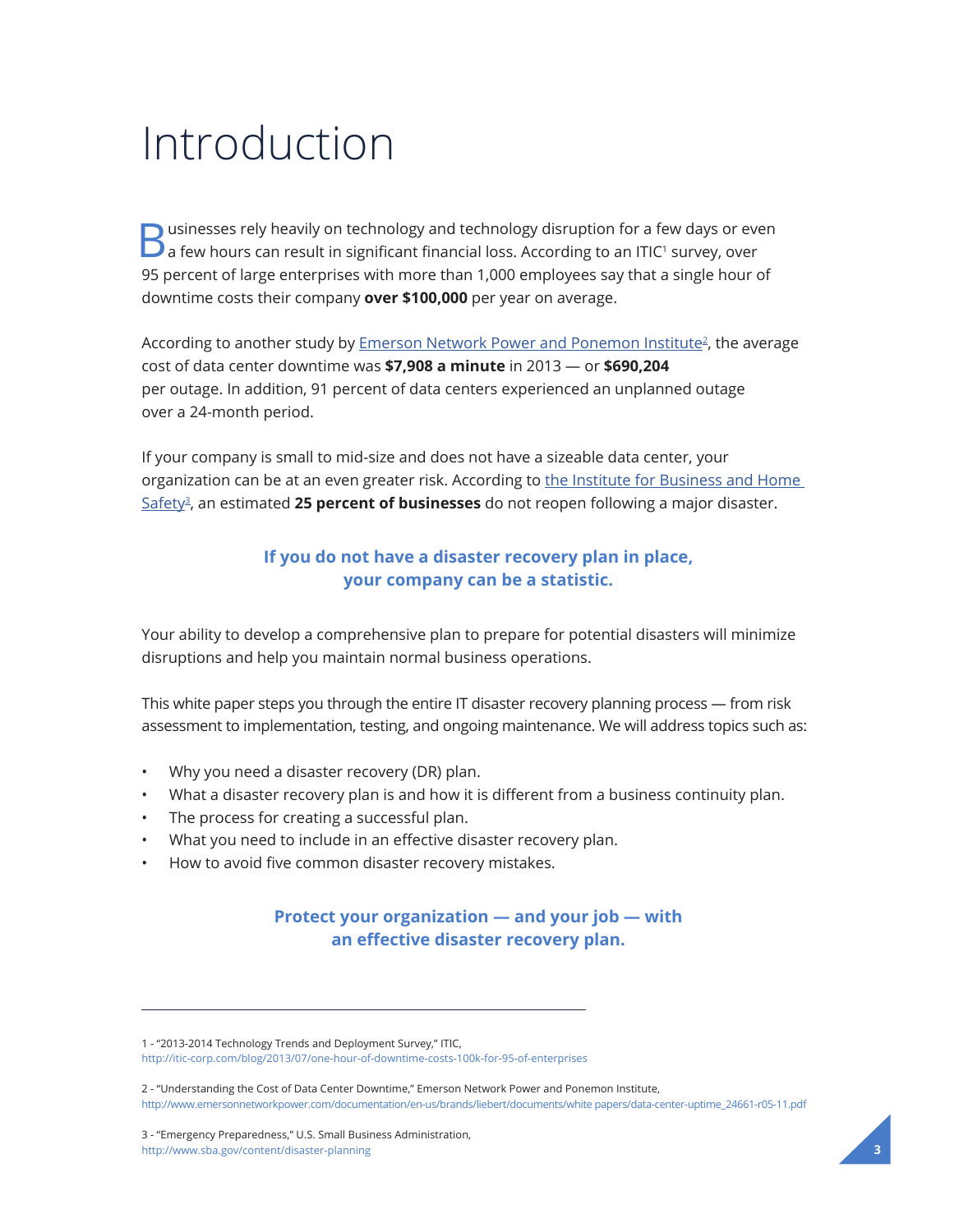# Introduction

Businesses rely heavily on technology and technology disruption for a few days or even a few hours can result in significant financial loss. According to an ITIC[1] survey, over 95 percent of large enterprises with more than 1,000 employees say that a single hour of downtime costs their company **over $100,000** per year on average.

According to another study by [Emerson Network Power and Ponemon Institute](http://www.emersonnetworkpower.com/documentation/en-us/brands/liebert/documents/white%20papers/data-center-uptime_24661-r05-11.pdf)[2], the average cost of data center downtime was **$7,908 a minute** in 2013 — or **$690,204** per outage. In addition, 91 percent of data centers experienced an unplanned outage over a 24-month period.

If your company is small to mid-size and does not have a sizeable data center, your organization can be at an even greater risk. According to [the Institute for Business and Home Safety](http://www.sba.gov/content/disaster-planning)[3], an estimated **25 percent of businesses** do not reopen following a major disaster.

**If you do not have a disaster recovery plan in place, your company can be a statistic.**

Your ability to develop a comprehensive plan to prepare for potential disasters will minimize disruptions and help you maintain normal business operations.

This white paper steps you through the entire IT disaster recovery planning process — from risk assessment to implementation, testing, and ongoing maintenance. We will address topics such as:

- Why you need a disaster recovery (DR) plan.
- What a disaster recovery plan is and how it is different from a business continuity plan.
- The process for creating a successful plan.
- What you need to include in an effective disaster recovery plan.
- How to avoid five common disaster recovery mistakes.

**Protect your organization — and your job — with an effective disaster recovery plan.**

---

1 - "2013-2014 Technology Trends and Deployment Survey," ITIC, http://itic-corp.com/blog/2013/07/one-hour-of-downtime-costs-100k-for-95-of-enterprises

2 - "Understanding the Cost of Data Center Downtime," Emerson Network Power and Ponemon Institute, http://www.emersonnetworkpower.com/documentation/en-us/brands/liebert/documents/white papers/data-center-uptime_24661-r05-11.pdf

3 - "Emergency Preparedness," U.S. Small Business Administration, http://www.sba.gov/content/disaster-planning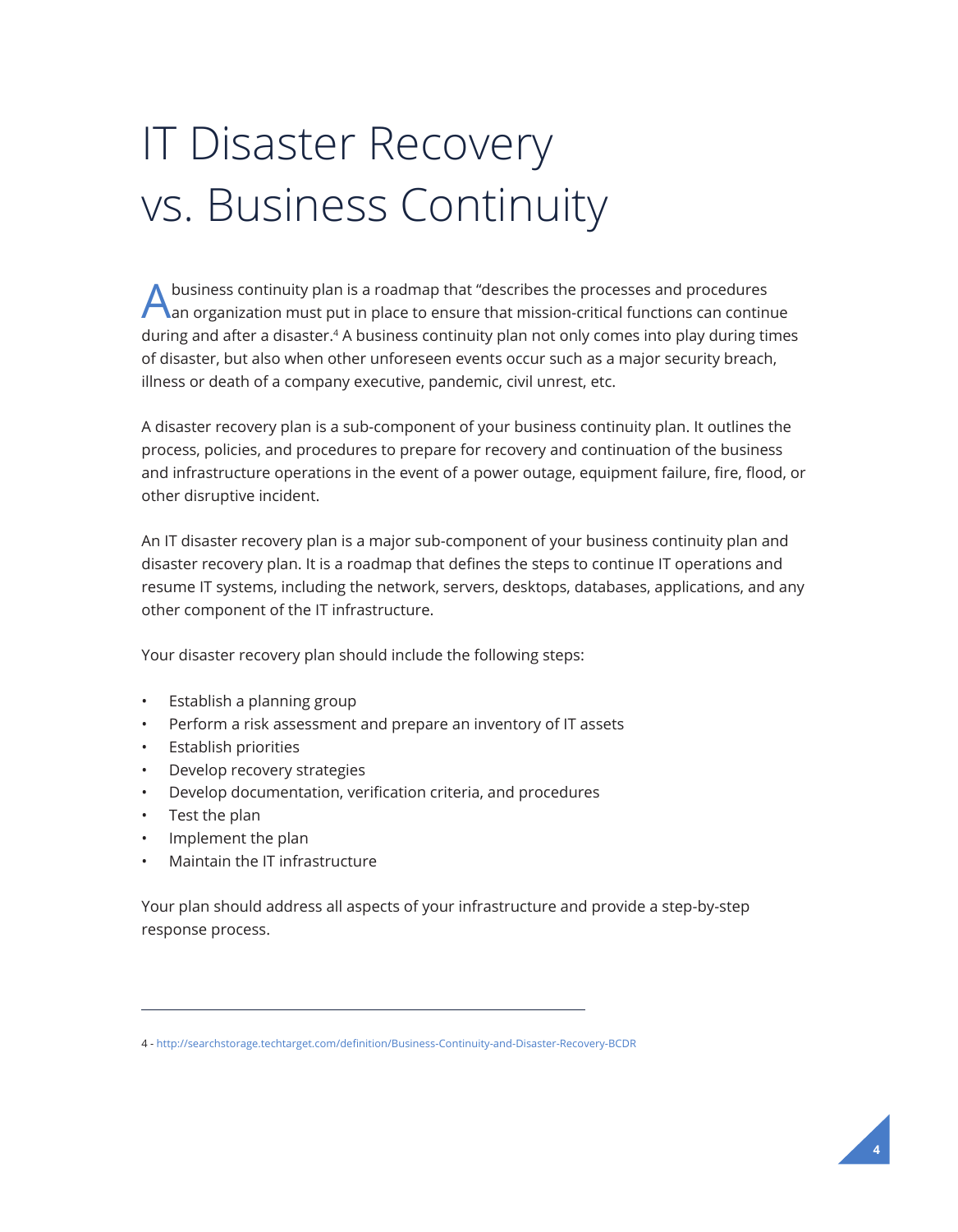# IT Disaster Recovery vs. Business Continuity

A business continuity plan is a roadmap that "describes the processes and procedures an organization must put in place to ensure that mission-critical functions can continue during and after a disaster.[4] A business continuity plan not only comes into play during times of disaster, but also when other unforeseen events occur such as a major security breach, illness or death of a company executive, pandemic, civil unrest, etc.

A disaster recovery plan is a sub-component of your business continuity plan. It outlines the process, policies, and procedures to prepare for recovery and continuation of the business and infrastructure operations in the event of a power outage, equipment failure, fire, flood, or other disruptive incident.

An IT disaster recovery plan is a major sub-component of your business continuity plan and disaster recovery plan. It is a roadmap that defines the steps to continue IT operations and resume IT systems, including the network, servers, desktops, databases, applications, and any other component of the IT infrastructure.

Your disaster recovery plan should include the following steps:

- Establish a planning group
- Perform a risk assessment and prepare an inventory of IT assets
- Establish priorities
- Develop recovery strategies
- Develop documentation, verification criteria, and procedures
- Test the plan
- Implement the plan
- Maintain the IT infrastructure

Your plan should address all aspects of your infrastructure and provide a step-by-step response process.

---

4 - http://searchstorage.techtarget.com/definition/Business-Continuity-and-Disaster-Recovery-BCDR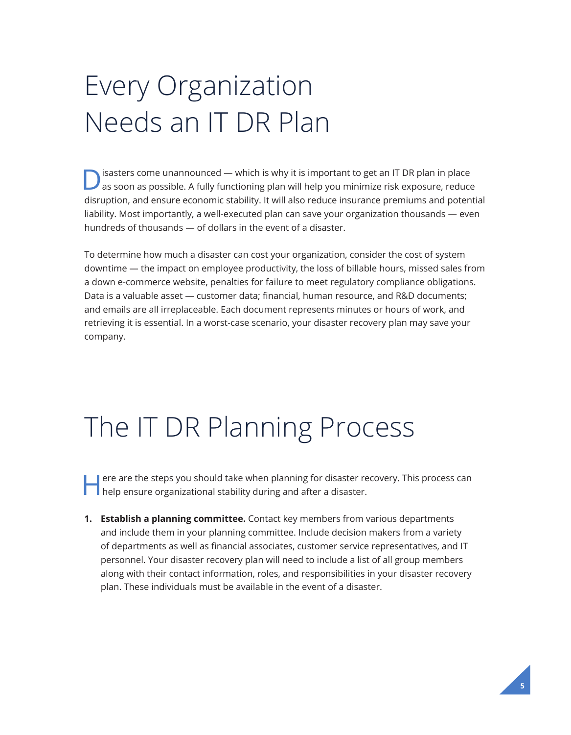# Every Organization Needs an IT DR Plan

Disasters come unannounced — which is why it is important to get an IT DR plan in place as soon as possible. A fully functioning plan will help you minimize risk exposure, reduce disruption, and ensure economic stability. It will also reduce insurance premiums and potential liability. Most importantly, a well-executed plan can save your organization thousands — even hundreds of thousands — of dollars in the event of a disaster.

To determine how much a disaster can cost your organization, consider the cost of system downtime — the impact on employee productivity, the loss of billable hours, missed sales from a down e-commerce website, penalties for failure to meet regulatory compliance obligations. Data is a valuable asset — customer data; financial, human resource, and R&D documents; and emails are all irreplaceable. Each document represents minutes or hours of work, and retrieving it is essential. In a worst-case scenario, your disaster recovery plan may save your company.

# The IT DR Planning Process

Here are the steps you should take when planning for disaster recovery. This process can help ensure organizational stability during and after a disaster.

1. **Establish a planning committee.** Contact key members from various departments and include them in your planning committee. Include decision makers from a variety of departments as well as financial associates, customer service representatives, and IT personnel. Your disaster recovery plan will need to include a list of all group members along with their contact information, roles, and responsibilities in your disaster recovery plan. These individuals must be available in the event of a disaster.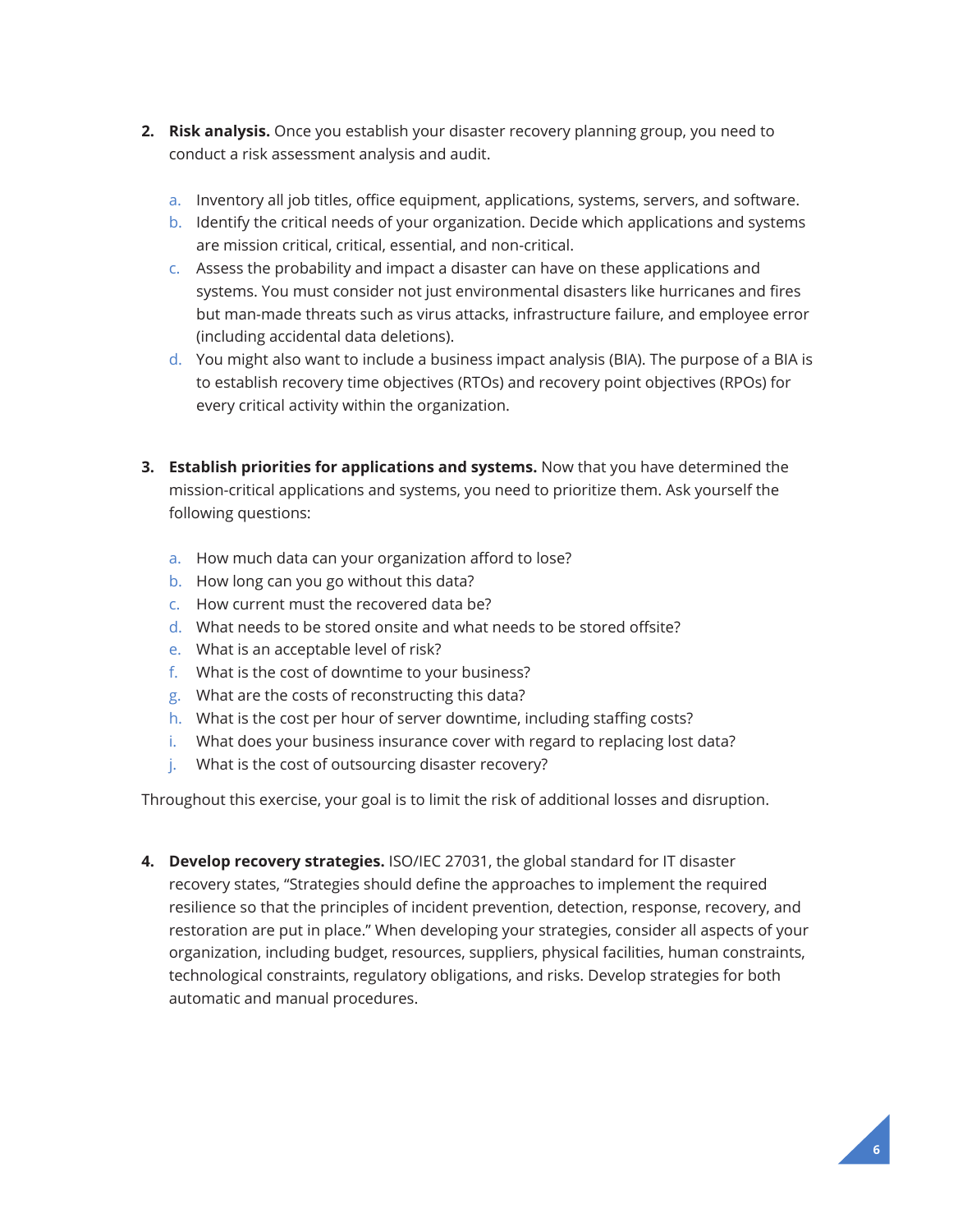2. **Risk analysis.** Once you establish your disaster recovery planning group, you need to conduct a risk assessment analysis and audit.

    a. Inventory all job titles, office equipment, applications, systems, servers, and software.
    b. Identify the critical needs of your organization. Decide which applications and systems are mission critical, critical, essential, and non-critical.
    c. Assess the probability and impact a disaster can have on these applications and systems. You must consider not just environmental disasters like hurricanes and fires but man-made threats such as virus attacks, infrastructure failure, and employee error (including accidental data deletions).
    d. You might also want to include a business impact analysis (BIA). The purpose of a BIA is to establish recovery time objectives (RTOs) and recovery point objectives (RPOs) for every critical activity within the organization.

3. **Establish priorities for applications and systems.** Now that you have determined the mission-critical applications and systems, you need to prioritize them. Ask yourself the following questions:

    a. How much data can your organization afford to lose?
    b. How long can you go without this data?
    c. How current must the recovered data be?
    d. What needs to be stored onsite and what needs to be stored offsite?
    e. What is an acceptable level of risk?
    f. What is the cost of downtime to your business?
    g. What are the costs of reconstructing this data?
    h. What is the cost per hour of server downtime, including staffing costs?
    i. What does your business insurance cover with regard to replacing lost data?
    j. What is the cost of outsourcing disaster recovery?

Throughout this exercise, your goal is to limit the risk of additional losses and disruption.

4. **Develop recovery strategies.** ISO/IEC 27031, the global standard for IT disaster recovery states, "Strategies should define the approaches to implement the required resilience so that the principles of incident prevention, detection, response, recovery, and restoration are put in place." When developing your strategies, consider all aspects of your organization, including budget, resources, suppliers, physical facilities, human constraints, technological constraints, regulatory obligations, and risks. Develop strategies for both automatic and manual procedures.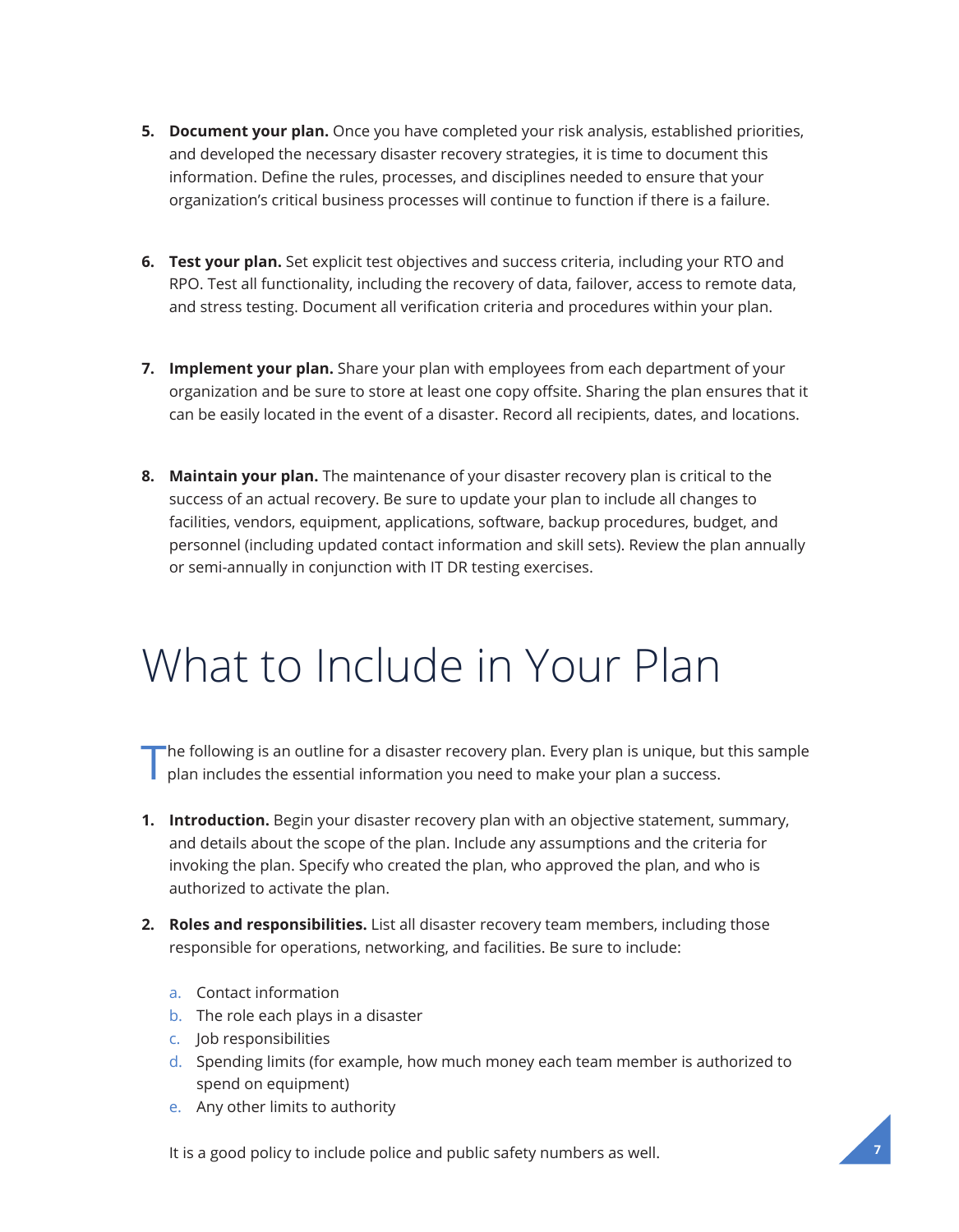5. **Document your plan.** Once you have completed your risk analysis, established priorities, and developed the necessary disaster recovery strategies, it is time to document this information. Define the rules, processes, and disciplines needed to ensure that your organization's critical business processes will continue to function if there is a failure.

6. **Test your plan.** Set explicit test objectives and success criteria, including your RTO and RPO. Test all functionality, including the recovery of data, failover, access to remote data, and stress testing. Document all verification criteria and procedures within your plan.

7. **Implement your plan.** Share your plan with employees from each department of your organization and be sure to store at least one copy offsite. Sharing the plan ensures that it can be easily located in the event of a disaster. Record all recipients, dates, and locations.

8. **Maintain your plan.** The maintenance of your disaster recovery plan is critical to the success of an actual recovery. Be sure to update your plan to include all changes to facilities, vendors, equipment, applications, software, backup procedures, budget, and personnel (including updated contact information and skill sets). Review the plan annually or semi-annually in conjunction with IT DR testing exercises.

# What to Include in Your Plan

The following is an outline for a disaster recovery plan. Every plan is unique, but this sample plan includes the essential information you need to make your plan a success.

1. **Introduction.** Begin your disaster recovery plan with an objective statement, summary, and details about the scope of the plan. Include any assumptions and the criteria for invoking the plan. Specify who created the plan, who approved the plan, and who is authorized to activate the plan.

2. **Roles and responsibilities.** List all disaster recovery team members, including those responsible for operations, networking, and facilities. Be sure to include:

   a. Contact information
   b. The role each plays in a disaster
   c. Job responsibilities
   d. Spending limits (for example, how much money each team member is authorized to spend on equipment)
   e. Any other limits to authority

   It is a good policy to include police and public safety numbers as well.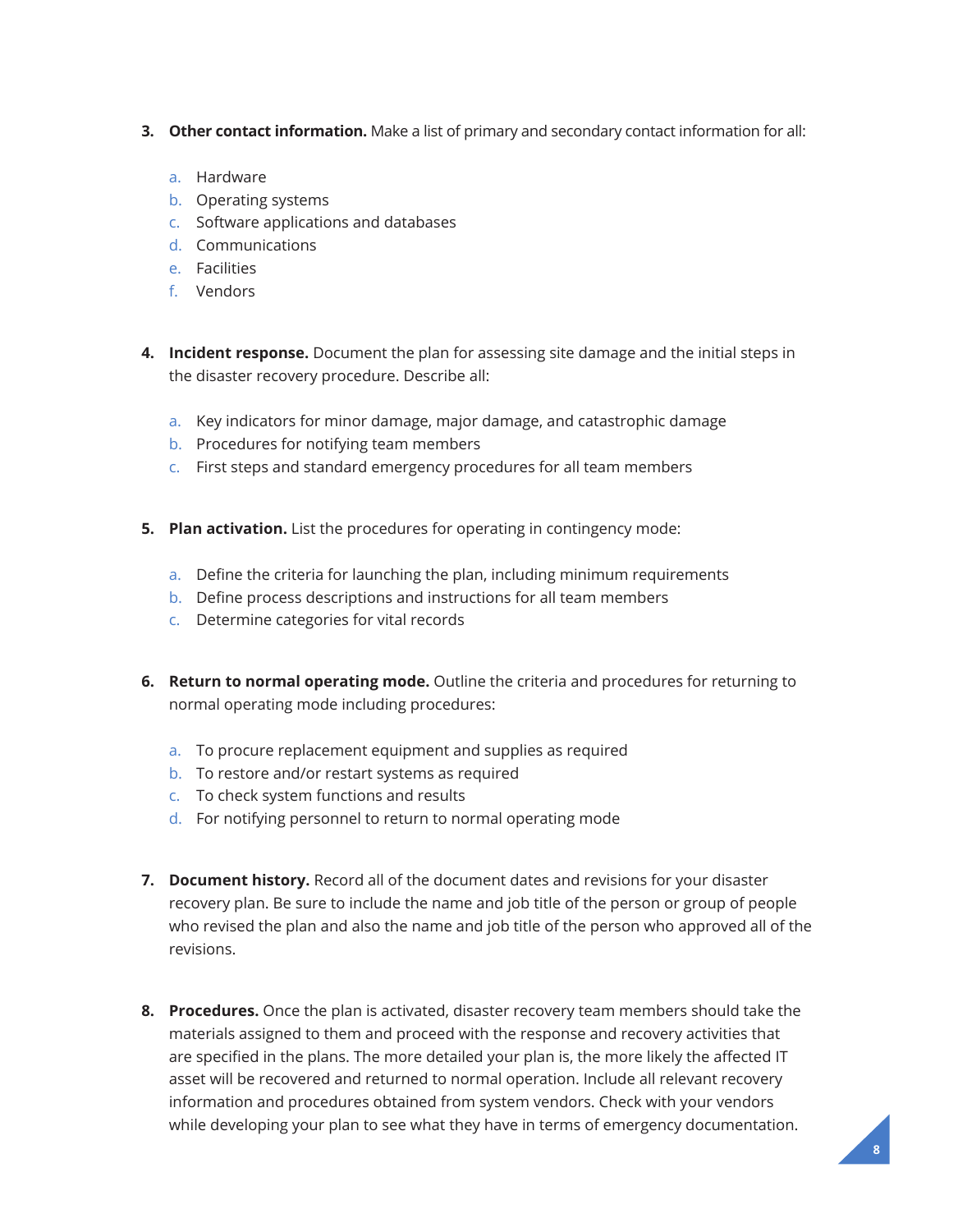3. **Other contact information.** Make a list of primary and secondary contact information for all:

    a. Hardware
    b. Operating systems
    c. Software applications and databases
    d. Communications
    e. Facilities
    f. Vendors

4. **Incident response.** Document the plan for assessing site damage and the initial steps in the disaster recovery procedure. Describe all:

    a. Key indicators for minor damage, major damage, and catastrophic damage
    b. Procedures for notifying team members
    c. First steps and standard emergency procedures for all team members

5. **Plan activation.** List the procedures for operating in contingency mode:

    a. Define the criteria for launching the plan, including minimum requirements
    b. Define process descriptions and instructions for all team members
    c. Determine categories for vital records

6. **Return to normal operating mode.** Outline the criteria and procedures for returning to normal operating mode including procedures:

    a. To procure replacement equipment and supplies as required
    b. To restore and/or restart systems as required
    c. To check system functions and results
    d. For notifying personnel to return to normal operating mode

7. **Document history.** Record all of the document dates and revisions for your disaster recovery plan. Be sure to include the name and job title of the person or group of people who revised the plan and also the name and job title of the person who approved all of the revisions.

8. **Procedures.** Once the plan is activated, disaster recovery team members should take the materials assigned to them and proceed with the response and recovery activities that are specified in the plans. The more detailed your plan is, the more likely the affected IT asset will be recovered and returned to normal operation. Include all relevant recovery information and procedures obtained from system vendors. Check with your vendors while developing your plan to see what they have in terms of emergency documentation.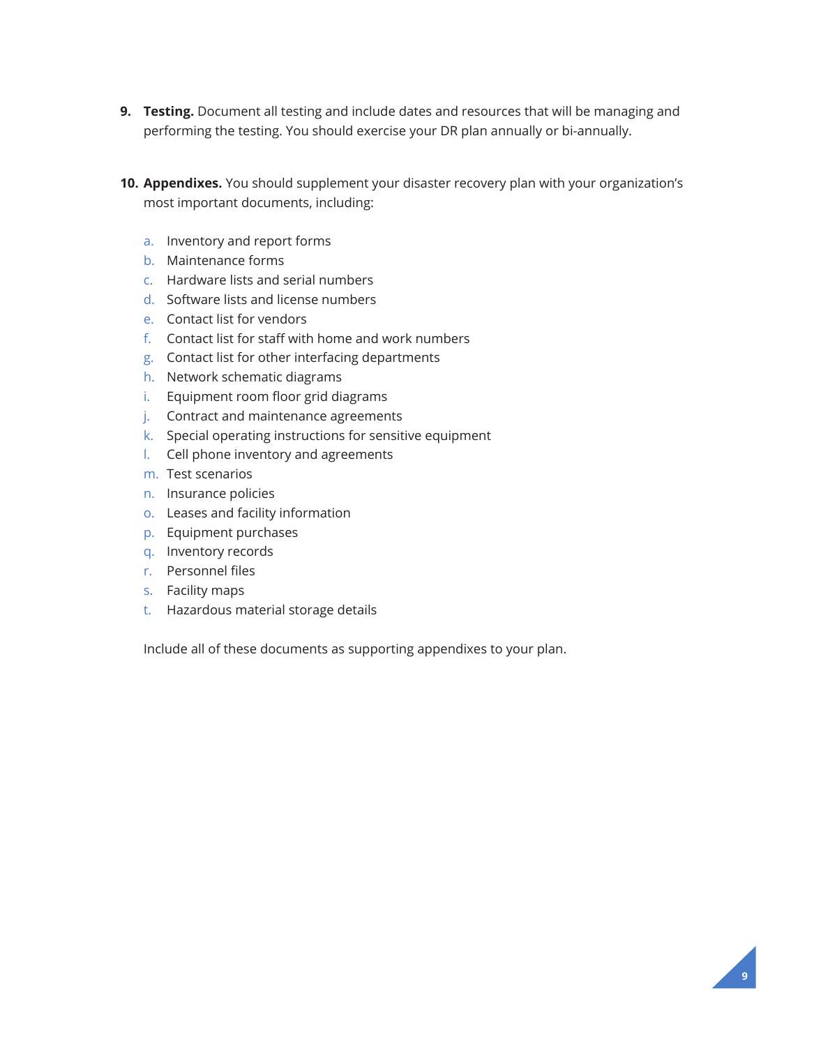9. **Testing.** Document all testing and include dates and resources that will be managing and performing the testing. You should exercise your DR plan annually or bi-annually.

10. **Appendixes.** You should supplement your disaster recovery plan with your organization's most important documents, including:

    a. Inventory and report forms
    b. Maintenance forms
    c. Hardware lists and serial numbers
    d. Software lists and license numbers
    e. Contact list for vendors
    f. Contact list for staff with home and work numbers
    g. Contact list for other interfacing departments
    h. Network schematic diagrams
    i. Equipment room floor grid diagrams
    j. Contract and maintenance agreements
    k. Special operating instructions for sensitive equipment
    l. Cell phone inventory and agreements
    m. Test scenarios
    n. Insurance policies
    o. Leases and facility information
    p. Equipment purchases
    q. Inventory records
    r. Personnel files
    s. Facility maps
    t. Hazardous material storage details

    Include all of these documents as supporting appendixes to your plan.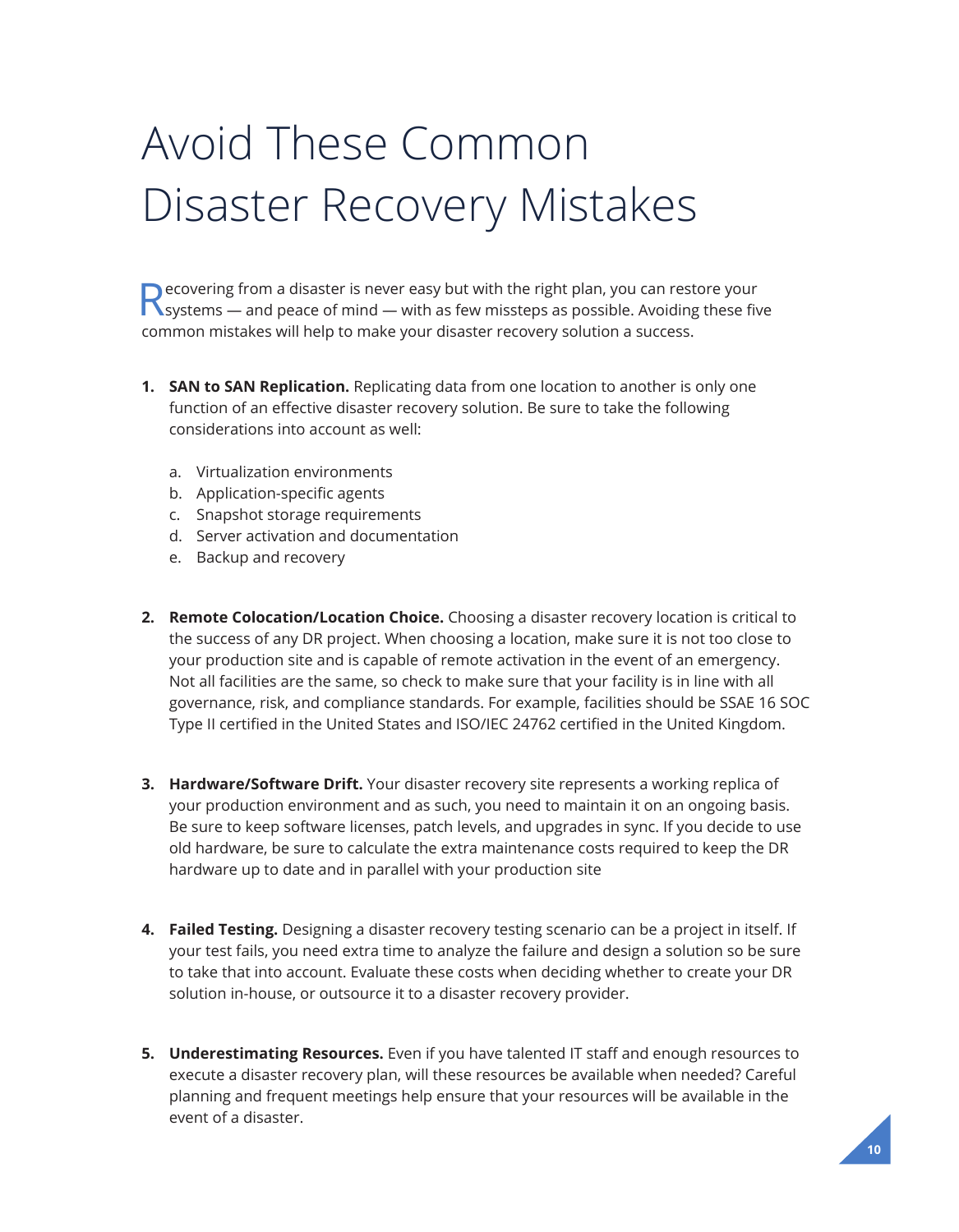# Avoid These Common Disaster Recovery Mistakes

Recovering from a disaster is never easy but with the right plan, you can restore your systems — and peace of mind — with as few missteps as possible. Avoiding these five common mistakes will help to make your disaster recovery solution a success.

1. **SAN to SAN Replication.** Replicating data from one location to another is only one function of an effective disaster recovery solution. Be sure to take the following considerations into account as well:

   a. Virtualization environments
   b. Application-specific agents
   c. Snapshot storage requirements
   d. Server activation and documentation
   e. Backup and recovery

2. **Remote Colocation/Location Choice.** Choosing a disaster recovery location is critical to the success of any DR project. When choosing a location, make sure it is not too close to your production site and is capable of remote activation in the event of an emergency. Not all facilities are the same, so check to make sure that your facility is in line with all governance, risk, and compliance standards. For example, facilities should be SSAE 16 SOC Type II certified in the United States and ISO/IEC 24762 certified in the United Kingdom.

3. **Hardware/Software Drift.** Your disaster recovery site represents a working replica of your production environment and as such, you need to maintain it on an ongoing basis. Be sure to keep software licenses, patch levels, and upgrades in sync. If you decide to use old hardware, be sure to calculate the extra maintenance costs required to keep the DR hardware up to date and in parallel with your production site

4. **Failed Testing.** Designing a disaster recovery testing scenario can be a project in itself. If your test fails, you need extra time to analyze the failure and design a solution so be sure to take that into account. Evaluate these costs when deciding whether to create your DR solution in-house, or outsource it to a disaster recovery provider.

5. **Underestimating Resources.** Even if you have talented IT staff and enough resources to execute a disaster recovery plan, will these resources be available when needed? Careful planning and frequent meetings help ensure that your resources will be available in the event of a disaster.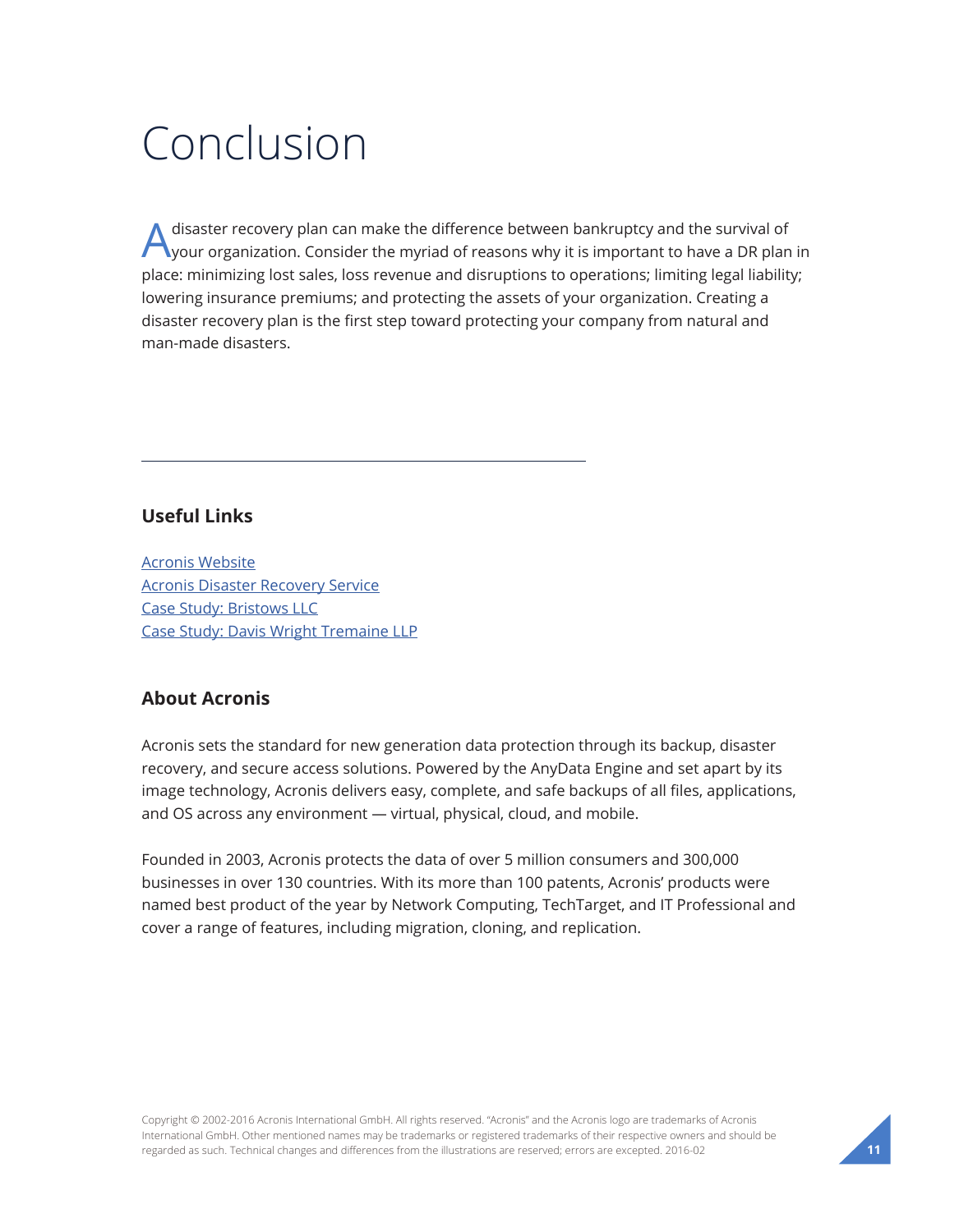# Conclusion

A disaster recovery plan can make the difference between bankruptcy and the survival of your organization. Consider the myriad of reasons why it is important to have a DR plan in place: minimizing lost sales, loss revenue and disruptions to operations; limiting legal liability; lowering insurance premiums; and protecting the assets of your organization. Creating a disaster recovery plan is the first step toward protecting your company from natural and man-made disasters.

---

### Useful Links

Acronis Website
Acronis Disaster Recovery Service
Case Study: Bristows LLC
Case Study: Davis Wright Tremaine LLP

### About Acronis

Acronis sets the standard for new generation data protection through its backup, disaster recovery, and secure access solutions. Powered by the AnyData Engine and set apart by its image technology, Acronis delivers easy, complete, and safe backups of all files, applications, and OS across any environment — virtual, physical, cloud, and mobile.

Founded in 2003, Acronis protects the data of over 5 million consumers and 300,000 businesses in over 130 countries. With its more than 100 patents, Acronis' products were named best product of the year by Network Computing, TechTarget, and IT Professional and cover a range of features, including migration, cloning, and replication.

Copyright © 2002-2016 Acronis International GmbH. All rights reserved. "Acronis" and the Acronis logo are trademarks of Acronis International GmbH. Other mentioned names may be trademarks or registered trademarks of their respective owners and should be regarded as such. Technical changes and differences from the illustrations are reserved; errors are excepted. 2016-02